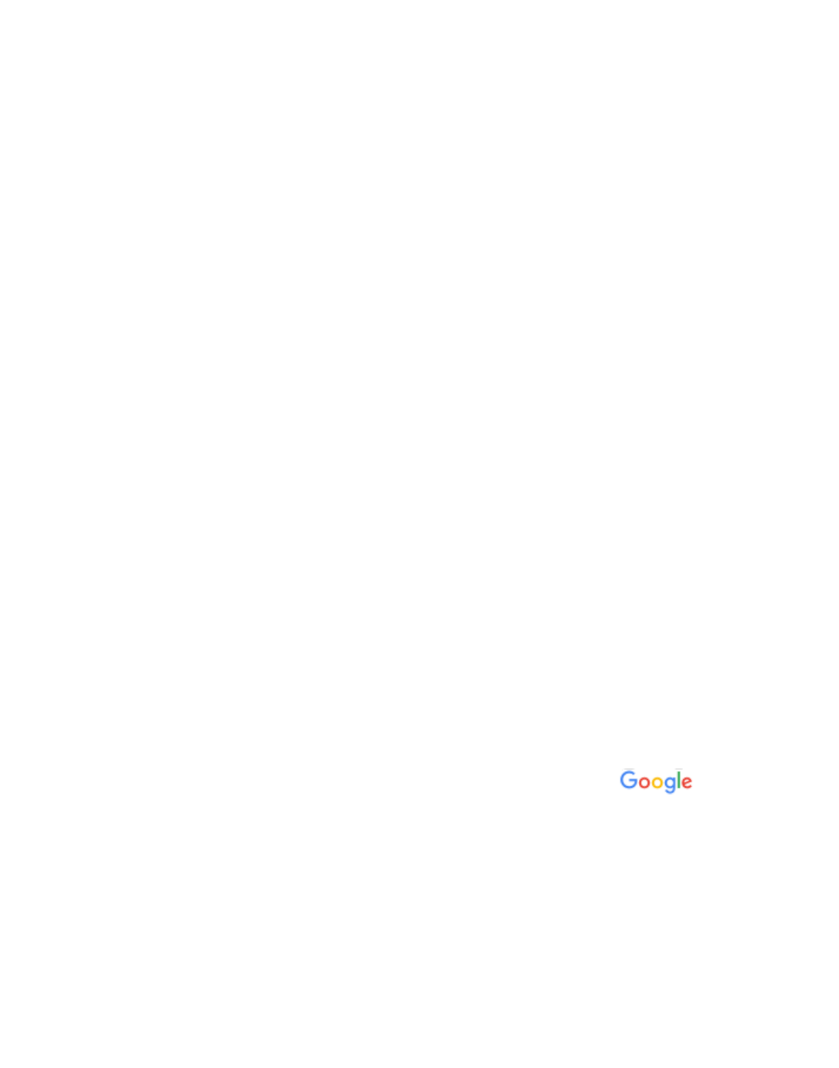## Google